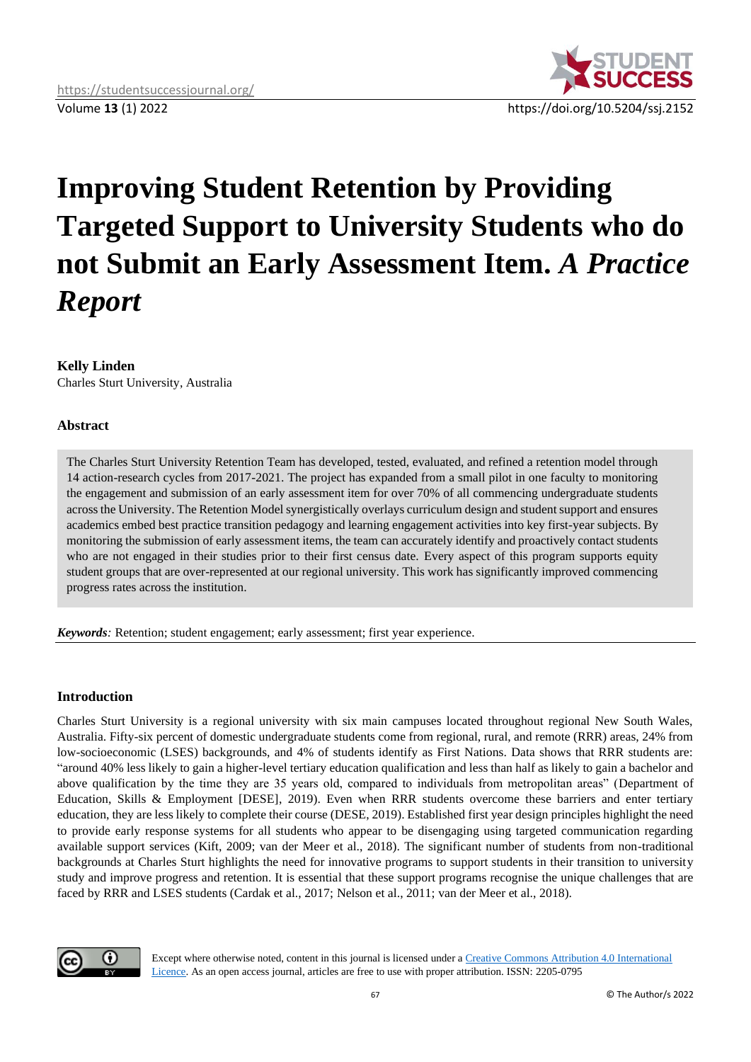# Improving Student Retention by Providing Targeted Support to University Students who do not Submit an Early Assessment Item. *A Practice Report*

**Kelly Linden**
Charles Sturt University, Australia

## Abstract

The Charles Sturt University Retention Team has developed, tested, evaluated, and refined a retention model through 14 action-research cycles from 2017-2021. The project has expanded from a small pilot in one faculty to monitoring the engagement and submission of an early assessment item for over 70% of all commencing undergraduate students across the University. The Retention Model synergistically overlays curriculum design and student support and ensures academics embed best practice transition pedagogy and learning engagement activities into key first-year subjects. By monitoring the submission of early assessment items, the team can accurately identify and proactively contact students who are not engaged in their studies prior to their first census date. Every aspect of this program supports equity student groups that are over-represented at our regional university. This work has significantly improved commencing progress rates across the institution.

***Keywords****:* Retention; student engagement; early assessment; first year experience.

## Introduction

Charles Sturt University is a regional university with six main campuses located throughout regional New South Wales, Australia. Fifty-six percent of domestic undergraduate students come from regional, rural, and remote (RRR) areas, 24% from low-socioeconomic (LSES) backgrounds, and 4% of students identify as First Nations. Data shows that RRR students are: "around 40% less likely to gain a higher-level tertiary education qualification and less than half as likely to gain a bachelor and above qualification by the time they are 35 years old, compared to individuals from metropolitan areas" (Department of Education, Skills & Employment [DESE], 2019). Even when RRR students overcome these barriers and enter tertiary education, they are less likely to complete their course (DESE, 2019). Established first year design principles highlight the need to provide early response systems for all students who appear to be disengaging using targeted communication regarding available support services (Kift, 2009; van der Meer et al., 2018). The significant number of students from non-traditional backgrounds at Charles Sturt highlights the need for innovative programs to support students in their transition to university study and improve progress and retention. It is essential that these support programs recognise the unique challenges that are faced by RRR and LSES students (Cardak et al., 2017; Nelson et al., 2011; van der Meer et al., 2018).

Except where otherwise noted, content in this journal is licensed under a Creative Commons Attribution 4.0 International Licence. As an open access journal, articles are free to use with proper attribution. ISSN: 2205-0795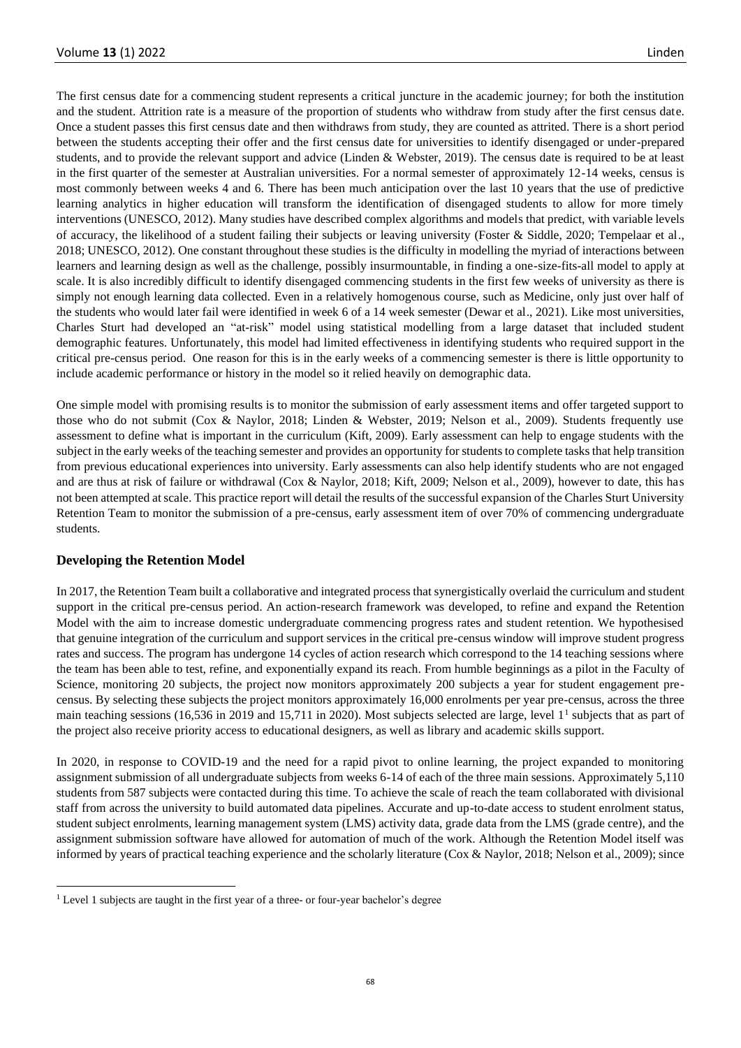The first census date for a commencing student represents a critical juncture in the academic journey; for both the institution and the student. Attrition rate is a measure of the proportion of students who withdraw from study after the first census date. Once a student passes this first census date and then withdraws from study, they are counted as attrited. There is a short period between the students accepting their offer and the first census date for universities to identify disengaged or under-prepared students, and to provide the relevant support and advice (Linden & Webster, 2019). The census date is required to be at least in the first quarter of the semester at Australian universities. For a normal semester of approximately 12-14 weeks, census is most commonly between weeks 4 and 6. There has been much anticipation over the last 10 years that the use of predictive learning analytics in higher education will transform the identification of disengaged students to allow for more timely interventions (UNESCO, 2012). Many studies have described complex algorithms and models that predict, with variable levels of accuracy, the likelihood of a student failing their subjects or leaving university (Foster & Siddle, 2020; Tempelaar et al., 2018; UNESCO, 2012). One constant throughout these studies is the difficulty in modelling the myriad of interactions between learners and learning design as well as the challenge, possibly insurmountable, in finding a one-size-fits-all model to apply at scale. It is also incredibly difficult to identify disengaged commencing students in the first few weeks of university as there is simply not enough learning data collected. Even in a relatively homogenous course, such as Medicine, only just over half of the students who would later fail were identified in week 6 of a 14 week semester (Dewar et al., 2021). Like most universities, Charles Sturt had developed an "at-risk" model using statistical modelling from a large dataset that included student demographic features. Unfortunately, this model had limited effectiveness in identifying students who required support in the critical pre-census period. One reason for this is in the early weeks of a commencing semester is there is little opportunity to include academic performance or history in the model so it relied heavily on demographic data.

One simple model with promising results is to monitor the submission of early assessment items and offer targeted support to those who do not submit (Cox & Naylor, 2018; Linden & Webster, 2019; Nelson et al., 2009). Students frequently use assessment to define what is important in the curriculum (Kift, 2009). Early assessment can help to engage students with the subject in the early weeks of the teaching semester and provides an opportunity for students to complete tasks that help transition from previous educational experiences into university. Early assessments can also help identify students who are not engaged and are thus at risk of failure or withdrawal (Cox & Naylor, 2018; Kift, 2009; Nelson et al., 2009), however to date, this has not been attempted at scale. This practice report will detail the results of the successful expansion of the Charles Sturt University Retention Team to monitor the submission of a pre-census, early assessment item of over 70% of commencing undergraduate students.

## Developing the Retention Model

In 2017, the Retention Team built a collaborative and integrated process that synergistically overlaid the curriculum and student support in the critical pre-census period. An action-research framework was developed, to refine and expand the Retention Model with the aim to increase domestic undergraduate commencing progress rates and student retention. We hypothesised that genuine integration of the curriculum and support services in the critical pre-census window will improve student progress rates and success. The program has undergone 14 cycles of action research which correspond to the 14 teaching sessions where the team has been able to test, refine, and exponentially expand its reach. From humble beginnings as a pilot in the Faculty of Science, monitoring 20 subjects, the project now monitors approximately 200 subjects a year for student engagement pre-census. By selecting these subjects the project monitors approximately 16,000 enrolments per year pre-census, across the three main teaching sessions (16,536 in 2019 and 15,711 in 2020). Most subjects selected are large, level 1[1] subjects that as part of the project also receive priority access to educational designers, as well as library and academic skills support.

In 2020, in response to COVID-19 and the need for a rapid pivot to online learning, the project expanded to monitoring assignment submission of all undergraduate subjects from weeks 6-14 of each of the three main sessions. Approximately 5,110 students from 587 subjects were contacted during this time. To achieve the scale of reach the team collaborated with divisional staff from across the university to build automated data pipelines. Accurate and up-to-date access to student enrolment status, student subject enrolments, learning management system (LMS) activity data, grade data from the LMS (grade centre), and the assignment submission software have allowed for automation of much of the work. Although the Retention Model itself was informed by years of practical teaching experience and the scholarly literature (Cox & Naylor, 2018; Nelson et al., 2009); since

[1] Level 1 subjects are taught in the first year of a three- or four-year bachelor's degree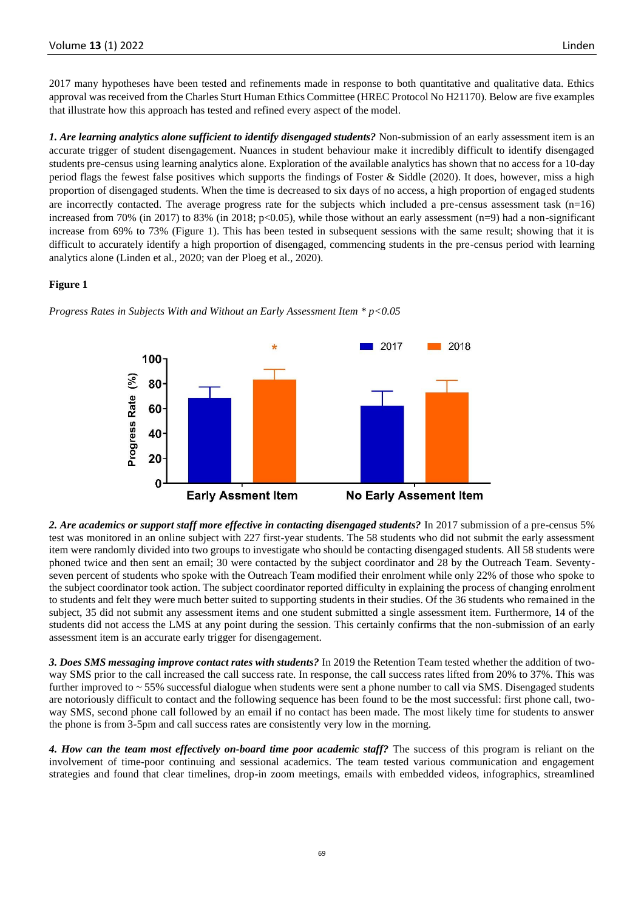2017 many hypotheses have been tested and refinements made in response to both quantitative and qualitative data. Ethics approval was received from the Charles Sturt Human Ethics Committee (HREC Protocol No H21170). Below are five examples that illustrate how this approach has tested and refined every aspect of the model.

***1. Are learning analytics alone sufficient to identify disengaged students?*** Non-submission of an early assessment item is an accurate trigger of student disengagement. Nuances in student behaviour make it incredibly difficult to identify disengaged students pre-census using learning analytics alone. Exploration of the available analytics has shown that no access for a 10-day period flags the fewest false positives which supports the findings of Foster & Siddle (2020). It does, however, miss a high proportion of disengaged students. When the time is decreased to six days of no access, a high proportion of engaged students are incorrectly contacted. The average progress rate for the subjects which included a pre-census assessment task (n=16) increased from 70% (in 2017) to 83% (in 2018; $p<0.05$), while those without an early assessment (n=9) had a non-significant increase from 69% to 73% (Figure 1). This has been tested in subsequent sessions with the same result; showing that it is difficult to accurately identify a high proportion of disengaged, commencing students in the pre-census period with learning analytics alone (Linden et al., 2020; van der Ploeg et al., 2020).

**Figure 1**

*Progress Rates in Subjects With and Without an Early Assessment Item * $p<0.05$*

***2. Are academics or support staff more effective in contacting disengaged students?*** In 2017 submission of a pre-census 5% test was monitored in an online subject with 227 first-year students. The 58 students who did not submit the early assessment item were randomly divided into two groups to investigate who should be contacting disengaged students. All 58 students were phoned twice and then sent an email; 30 were contacted by the subject coordinator and 28 by the Outreach Team. Seventy-seven percent of students who spoke with the Outreach Team modified their enrolment while only 22% of those who spoke to the subject coordinator took action. The subject coordinator reported difficulty in explaining the process of changing enrolment to students and felt they were much better suited to supporting students in their studies. Of the 36 students who remained in the subject, 35 did not submit any assessment items and one student submitted a single assessment item. Furthermore, 14 of the students did not access the LMS at any point during the session. This certainly confirms that the non-submission of an early assessment item is an accurate early trigger for disengagement.

***3. Does SMS messaging improve contact rates with students?*** In 2019 the Retention Team tested whether the addition of two-way SMS prior to the call increased the call success rate. In response, the call success rates lifted from 20% to 37%. This was further improved to ~ 55% successful dialogue when students were sent a phone number to call via SMS. Disengaged students are notoriously difficult to contact and the following sequence has been found to be the most successful: first phone call, two-way SMS, second phone call followed by an email if no contact has been made. The most likely time for students to answer the phone is from 3-5pm and call success rates are consistently very low in the morning.

***4. How can the team most effectively on-board time poor academic staff?*** The success of this program is reliant on the involvement of time-poor continuing and sessional academics. The team tested various communication and engagement strategies and found that clear timelines, drop-in zoom meetings, emails with embedded videos, infographics, streamlined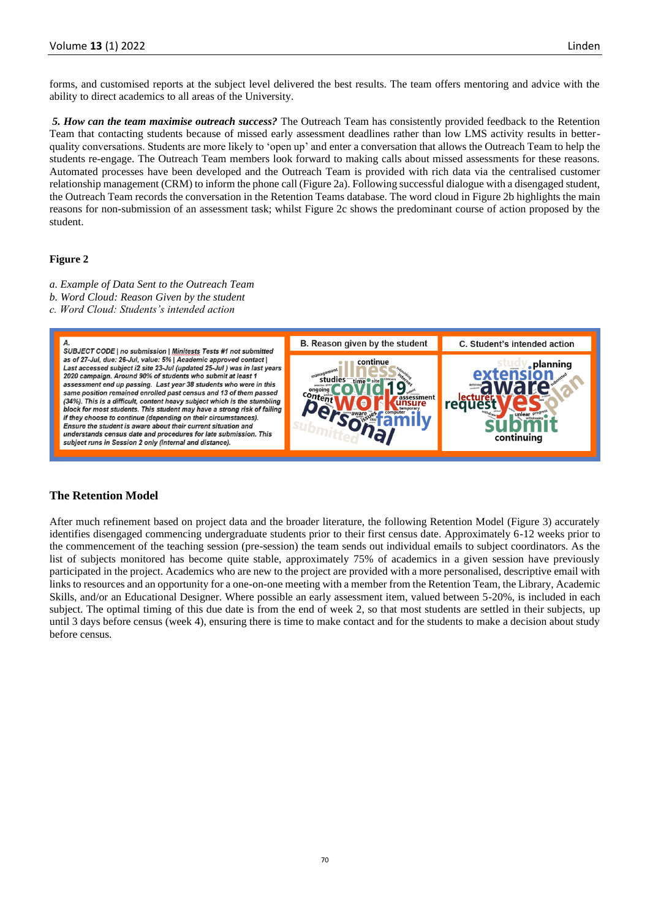forms, and customised reports at the subject level delivered the best results. The team offers mentoring and advice with the ability to direct academics to all areas of the University.

***5. How can the team maximise outreach success?*** The Outreach Team has consistently provided feedback to the Retention Team that contacting students because of missed early assessment deadlines rather than low LMS activity results in better-quality conversations. Students are more likely to 'open up' and enter a conversation that allows the Outreach Team to help the students re-engage. The Outreach Team members look forward to making calls about missed assessments for these reasons. Automated processes have been developed and the Outreach Team is provided with rich data via the centralised customer relationship management (CRM) to inform the phone call (Figure 2a). Following successful dialogue with a disengaged student, the Outreach Team records the conversation in the Retention Teams database. The word cloud in Figure 2b highlights the main reasons for non-submission of an assessment task; whilst Figure 2c shows the predominant course of action proposed by the student.

**Figure 2**

*a. Example of Data Sent to the Outreach Team*
*b. Word Cloud: Reason Given by the student*
*c. Word Cloud: Students's intended action*

A.
*SUBJECT CODE | no submission | Minitests Tests #1 not submitted as of 27-Jul, due: 26-Jul, value: 5% | Academic approved contact | Last accessed subject i2 site 23-Jul (updated 25-Jul ) was in last years 2020 campaign. Around 90% of students who submit at least 1 assessment end up passing. Last year 38 students who were in this same position remained enrolled past census and 13 of them passed (34%). This is a difficult, content heavy subject which is the stumbling block for most students. This student may have a strong risk of failing if they choose to continue (depending on their circumstances). Ensure the student is aware about their current situation and understands census date and procedures for late submission. This subject runs in Session 2 only (Internal and distance).*

B. Reason given by the student

C. Student's intended action

## The Retention Model

After much refinement based on project data and the broader literature, the following Retention Model (Figure 3) accurately identifies disengaged commencing undergraduate students prior to their first census date. Approximately 6-12 weeks prior to the commencement of the teaching session (pre-session) the team sends out individual emails to subject coordinators. As the list of subjects monitored has become quite stable, approximately 75% of academics in a given session have previously participated in the project. Academics who are new to the project are provided with a more personalised, descriptive email with links to resources and an opportunity for a one-on-one meeting with a member from the Retention Team, the Library, Academic Skills, and/or an Educational Designer. Where possible an early assessment item, valued between 5-20%, is included in each subject. The optimal timing of this due date is from the end of week 2, so that most students are settled in their subjects, up until 3 days before census (week 4), ensuring there is time to make contact and for the students to make a decision about study before census.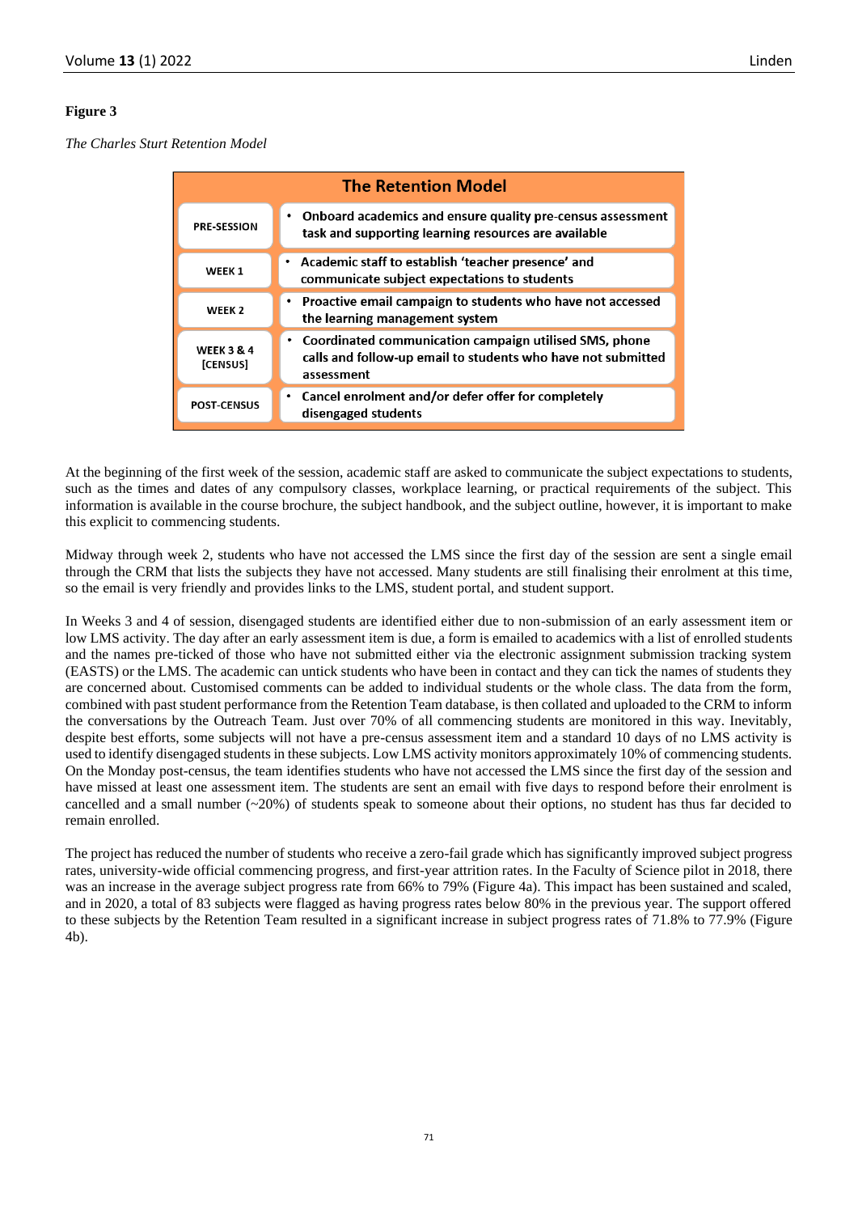**Figure 3**

*The Charles Sturt Retention Model*

| The Retention Model | |
|---|---|
| PRE-SESSION | • Onboard academics and ensure quality pre-census assessment task and supporting learning resources are available |
| WEEK 1 | • Academic staff to establish 'teacher presence' and communicate subject expectations to students |
| WEEK 2 | • Proactive email campaign to students who have not accessed the learning management system |
| WEEK 3 & 4 [CENSUS] | • Coordinated communication campaign utilised SMS, phone calls and follow-up email to students who have not submitted assessment |
| POST-CENSUS | • Cancel enrolment and/or defer offer for completely disengaged students |

At the beginning of the first week of the session, academic staff are asked to communicate the subject expectations to students, such as the times and dates of any compulsory classes, workplace learning, or practical requirements of the subject. This information is available in the course brochure, the subject handbook, and the subject outline, however, it is important to make this explicit to commencing students.

Midway through week 2, students who have not accessed the LMS since the first day of the session are sent a single email through the CRM that lists the subjects they have not accessed. Many students are still finalising their enrolment at this time, so the email is very friendly and provides links to the LMS, student portal, and student support.

In Weeks 3 and 4 of session, disengaged students are identified either due to non-submission of an early assessment item or low LMS activity. The day after an early assessment item is due, a form is emailed to academics with a list of enrolled students and the names pre-ticked of those who have not submitted either via the electronic assignment submission tracking system (EASTS) or the LMS. The academic can untick students who have been in contact and they can tick the names of students they are concerned about. Customised comments can be added to individual students or the whole class. The data from the form, combined with past student performance from the Retention Team database, is then collated and uploaded to the CRM to inform the conversations by the Outreach Team. Just over 70% of all commencing students are monitored in this way. Inevitably, despite best efforts, some subjects will not have a pre-census assessment item and a standard 10 days of no LMS activity is used to identify disengaged students in these subjects. Low LMS activity monitors approximately 10% of commencing students. On the Monday post-census, the team identifies students who have not accessed the LMS since the first day of the session and have missed at least one assessment item. The students are sent an email with five days to respond before their enrolment is cancelled and a small number (~20%) of students speak to someone about their options, no student has thus far decided to remain enrolled.

The project has reduced the number of students who receive a zero-fail grade which has significantly improved subject progress rates, university-wide official commencing progress, and first-year attrition rates. In the Faculty of Science pilot in 2018, there was an increase in the average subject progress rate from 66% to 79% (Figure 4a). This impact has been sustained and scaled, and in 2020, a total of 83 subjects were flagged as having progress rates below 80% in the previous year. The support offered to these subjects by the Retention Team resulted in a significant increase in subject progress rates of 71.8% to 77.9% (Figure 4b).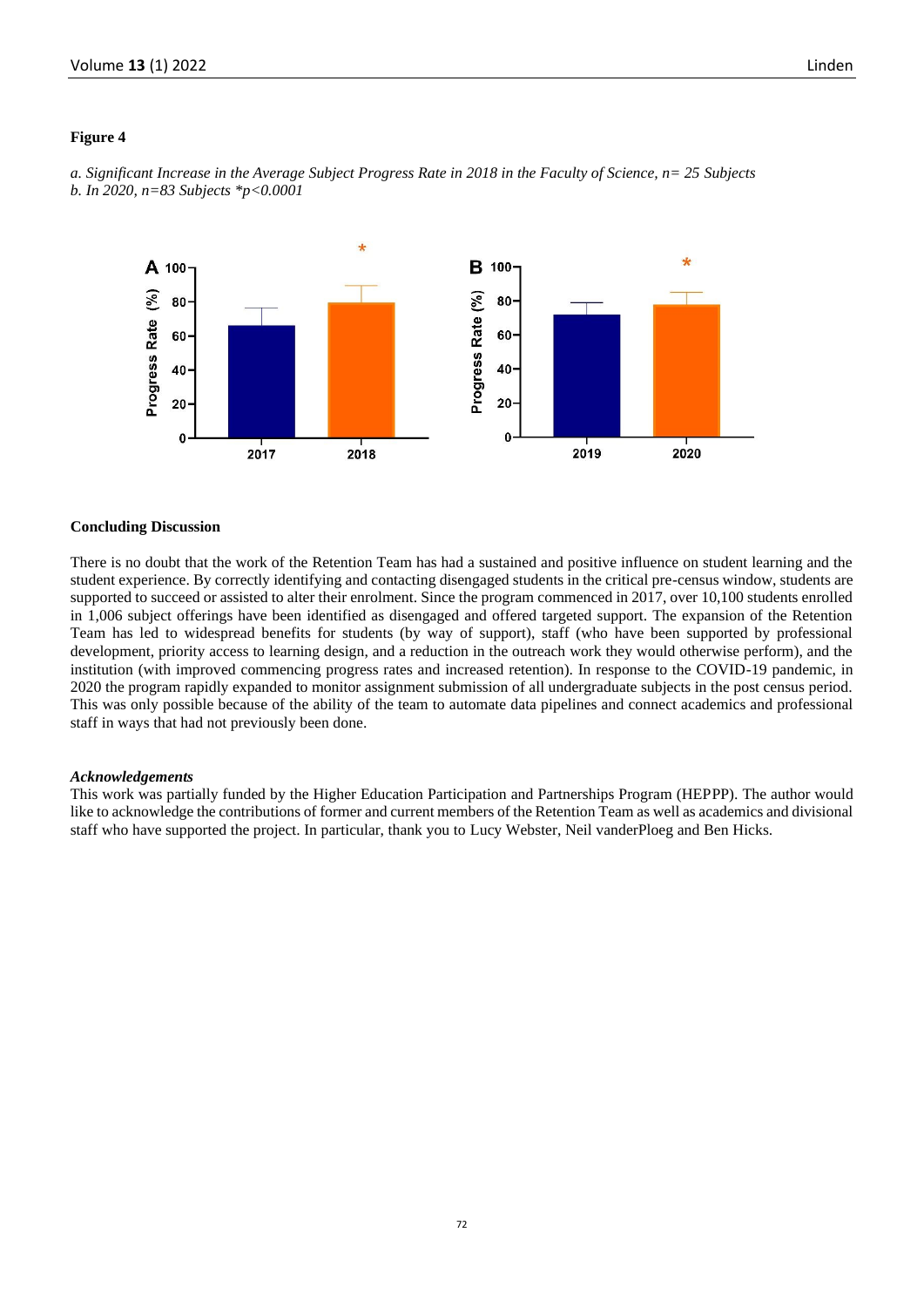**Figure 4**

*a. Significant Increase in the Average Subject Progress Rate in 2018 in the Faculty of Science, n= 25 Subjects*
*b. In 2020, n=83 Subjects *p<0.0001*

## Concluding Discussion

There is no doubt that the work of the Retention Team has had a sustained and positive influence on student learning and the student experience. By correctly identifying and contacting disengaged students in the critical pre-census window, students are supported to succeed or assisted to alter their enrolment. Since the program commenced in 2017, over 10,100 students enrolled in 1,006 subject offerings have been identified as disengaged and offered targeted support. The expansion of the Retention Team has led to widespread benefits for students (by way of support), staff (who have been supported by professional development, priority access to learning design, and a reduction in the outreach work they would otherwise perform), and the institution (with improved commencing progress rates and increased retention). In response to the COVID-19 pandemic, in 2020 the program rapidly expanded to monitor assignment submission of all undergraduate subjects in the post census period. This was only possible because of the ability of the team to automate data pipelines and connect academics and professional staff in ways that had not previously been done.

### *Acknowledgements*

This work was partially funded by the Higher Education Participation and Partnerships Program (HEPPP). The author would like to acknowledge the contributions of former and current members of the Retention Team as well as academics and divisional staff who have supported the project. In particular, thank you to Lucy Webster, Neil vanderPloeg and Ben Hicks.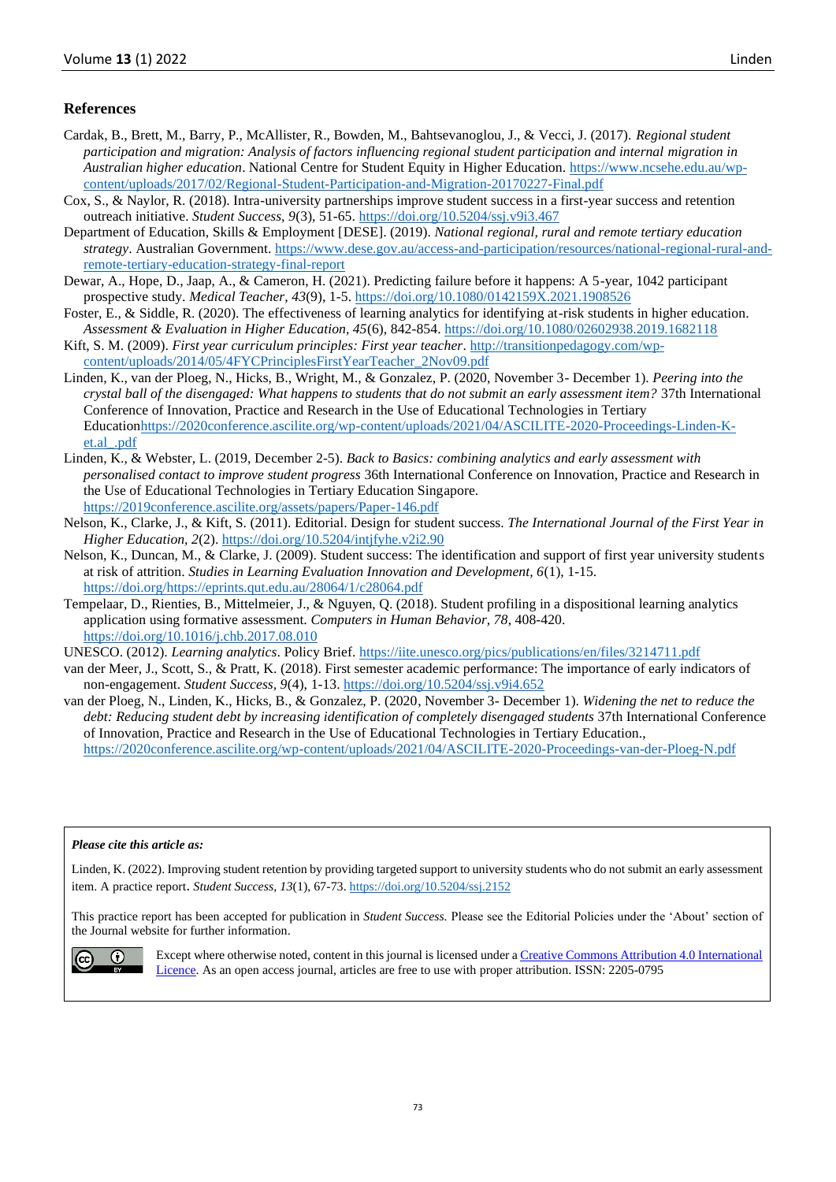## References

Cardak, B., Brett, M., Barry, P., McAllister, R., Bowden, M., Bahtsevanoglou, J., & Vecci, J. (2017). *Regional student participation and migration: Analysis of factors influencing regional student participation and internal migration in Australian higher education*. National Centre for Student Equity in Higher Education. https://www.ncsehe.edu.au/wp-content/uploads/2017/02/Regional-Student-Participation-and-Migration-20170227-Final.pdf

Cox, S., & Naylor, R. (2018). Intra-university partnerships improve student success in a first-year success and retention outreach initiative. *Student Success, 9*(3), 51-65. https://doi.org/10.5204/ssj.v9i3.467

Department of Education, Skills & Employment [DESE]. (2019). *National regional, rural and remote tertiary education strategy*. Australian Government. https://www.dese.gov.au/access-and-participation/resources/national-regional-rural-and-remote-tertiary-education-strategy-final-report

Dewar, A., Hope, D., Jaap, A., & Cameron, H. (2021). Predicting failure before it happens: A 5-year, 1042 participant prospective study. *Medical Teacher, 43*(9), 1-5. https://doi.org/10.1080/0142159X.2021.1908526

Foster, E., & Siddle, R. (2020). The effectiveness of learning analytics for identifying at-risk students in higher education. *Assessment & Evaluation in Higher Education, 45*(6), 842-854. https://doi.org/10.1080/02602938.2019.1682118

Kift, S. M. (2009). *First year curriculum principles: First year teacher*. http://transitionpedagogy.com/wp-content/uploads/2014/05/4FYCPrinciplesFirstYearTeacher_2Nov09.pdf

Linden, K., van der Ploeg, N., Hicks, B., Wright, M., & Gonzalez, P. (2020, November 3- December 1). *Peering into the crystal ball of the disengaged: What happens to students that do not submit an early assessment item?* 37th International Conference of Innovation, Practice and Research in the Use of Educational Technologies in Tertiary Educationhttps://2020conference.ascilite.org/wp-content/uploads/2021/04/ASCILITE-2020-Proceedings-Linden-K-et.al_.pdf

Linden, K., & Webster, L. (2019, December 2-5). *Back to Basics: combining analytics and early assessment with personalised contact to improve student progress* 36th International Conference on Innovation, Practice and Research in the Use of Educational Technologies in Tertiary Education Singapore. https://2019conference.ascilite.org/assets/papers/Paper-146.pdf

Nelson, K., Clarke, J., & Kift, S. (2011). Editorial. Design for student success. *The International Journal of the First Year in Higher Education, 2*(2). https://doi.org/10.5204/intjfyhe.v2i2.90

Nelson, K., Duncan, M., & Clarke, J. (2009). Student success: The identification and support of first year university students at risk of attrition. *Studies in Learning Evaluation Innovation and Development, 6*(1), 1-15. https://doi.org/https://eprints.qut.edu.au/28064/1/c28064.pdf

Tempelaar, D., Rienties, B., Mittelmeier, J., & Nguyen, Q. (2018). Student profiling in a dispositional learning analytics application using formative assessment. *Computers in Human Behavior, 78*, 408-420. https://doi.org/10.1016/j.chb.2017.08.010

UNESCO. (2012). *Learning analytics*. Policy Brief. https://iite.unesco.org/pics/publications/en/files/3214711.pdf

van der Meer, J., Scott, S., & Pratt, K. (2018). First semester academic performance: The importance of early indicators of non-engagement. *Student Success, 9*(4), 1-13. https://doi.org/10.5204/ssj.v9i4.652

van der Ploeg, N., Linden, K., Hicks, B., & Gonzalez, P. (2020, November 3- December 1). *Widening the net to reduce the debt: Reducing student debt by increasing identification of completely disengaged students* 37th International Conference of Innovation, Practice and Research in the Use of Educational Technologies in Tertiary Education., https://2020conference.ascilite.org/wp-content/uploads/2021/04/ASCILITE-2020-Proceedings-van-der-Ploeg-N.pdf

***Please cite this article as:***

Linden, K. (2022). Improving student retention by providing targeted support to university students who do not submit an early assessment item. A practice report. *Student Success, 13*(1), 67-73. https://doi.org/10.5204/ssj.2152

This practice report has been accepted for publication in *Student Success.* Please see the Editorial Policies under the 'About' section of the Journal website for further information.

Except where otherwise noted, content in this journal is licensed under a Creative Commons Attribution 4.0 International Licence. As an open access journal, articles are free to use with proper attribution. ISSN: 2205-0795